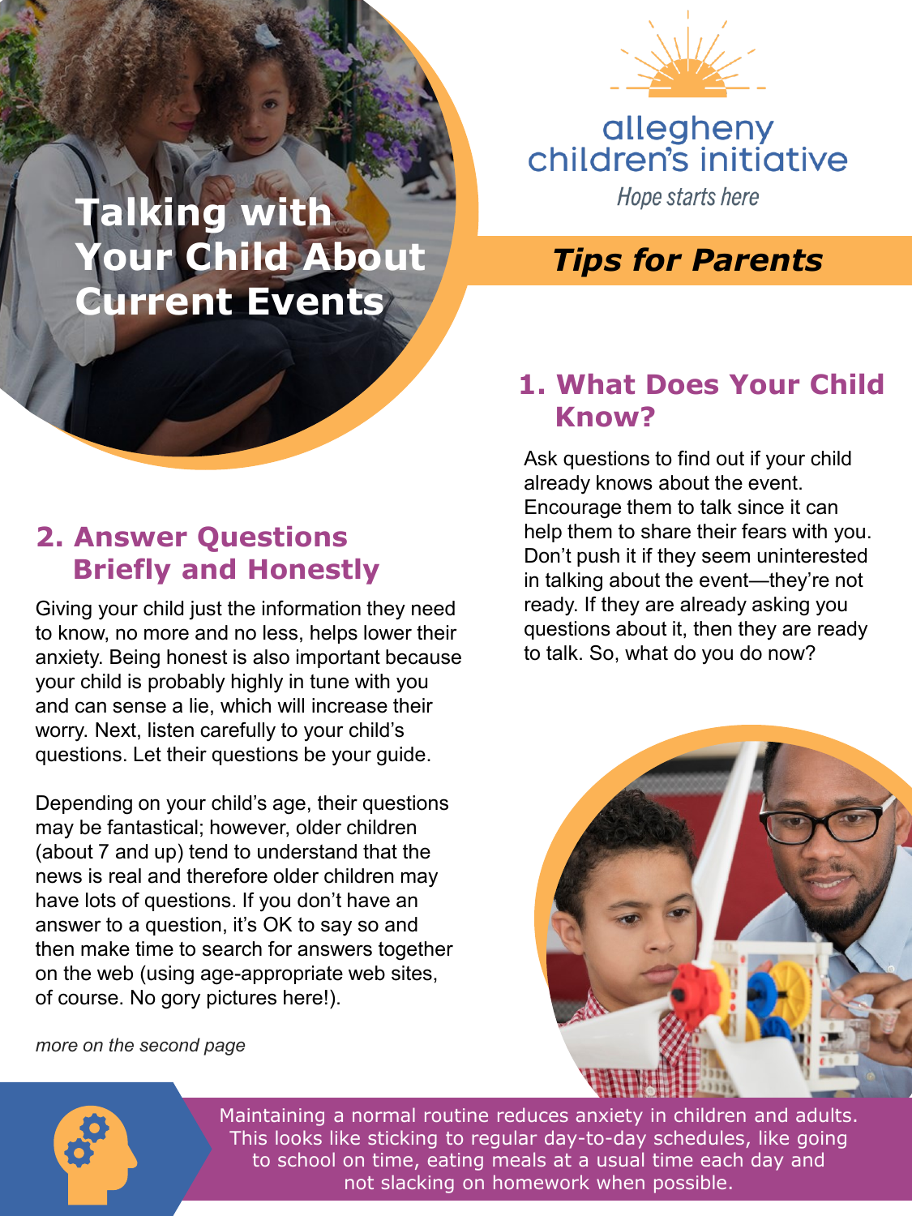# Talking with Your Child About Current Events

allegheny children's initiative

*Hope starts here*

## *Tips for Parents*

## 1. What Does Your Child Know?

Ask questions to find out if your child already knows about the event. Encourage them to talk since it can help them to share their fears with you. Don't push it if they seem uninterested in talking about the event—they're not ready. If they are already asking you questions about it, then they are ready to talk. So, what do you do now?

## 2. Answer Questions Briefly and Honestly

Giving your child just the information they need to know, no more and no less, helps lower their anxiety. Being honest is also important because your child is probably highly in tune with you and can sense a lie, which will increase their worry. Next, listen carefully to your child's questions. Let their questions be your guide.

Depending on your child's age, their questions may be fantastical; however, older children (about 7 and up) tend to understand that the news is real and therefore older children may have lots of questions. If you don't have an answer to a question, it's OK to say so and then make time to search for answers together on the web (using age-appropriate web sites, of course. No gory pictures here!).

*more on the second page*

Maintaining a normal routine reduces anxiety in children and adults. This looks like sticking to regular day-to-day schedules, like going to school on time, eating meals at a usual time each day and not slacking on homework when possible.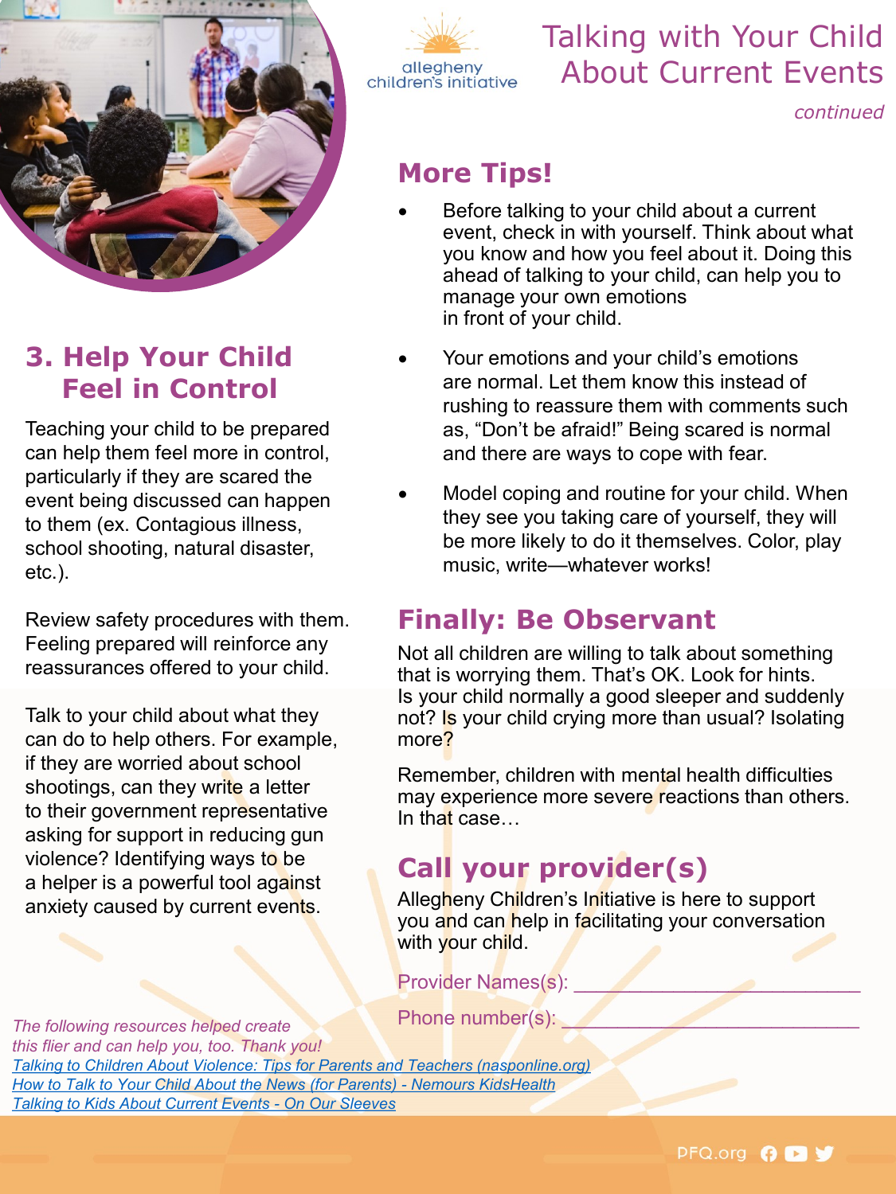# Talking with Your Child About Current Events

*continued*

## 3. Help Your Child Feel in Control

Teaching your child to be prepared can help them feel more in control, particularly if they are scared the event being discussed can happen to them (ex. Contagious illness, school shooting, natural disaster, etc.).

Review safety procedures with them. Feeling prepared will reinforce any reassurances offered to your child.

Talk to your child about what they can do to help others. For example, if they are worried about school shootings, can they write a letter to their government representative asking for support in reducing gun violence? Identifying ways to be a helper is a powerful tool against anxiety caused by current events.

## More Tips!

- Before talking to your child about a current event, check in with yourself. Think about what you know and how you feel about it. Doing this ahead of talking to your child, can help you to manage your own emotions in front of your child.
- Your emotions and your child's emotions are normal. Let them know this instead of rushing to reassure them with comments such as, "Don't be afraid!" Being scared is normal and there are ways to cope with fear.
- Model coping and routine for your child. When they see you taking care of yourself, they will be more likely to do it themselves. Color, play music, write—whatever works!

## Finally: Be Observant

Not all children are willing to talk about something that is worrying them. That's OK. Look for hints. Is your child normally a good sleeper and suddenly not? Is your child crying more than usual? Isolating more?

Remember, children with mental health difficulties may experience more severe reactions than others. In that case…

## Call your provider(s)

Allegheny Children's Initiative is here to support you and can help in facilitating your conversation with your child.

Provider Names(s): ___________________________

Phone number(s): ___________________________

*The following resources helped create this flier and can help you, too. Thank you!*

*Talking to Children About Violence: Tips for Parents and Teachers (nasponline.org)*
*How to Talk to Your Child About the News (for Parents) - Nemours KidsHealth*
*Talking to Kids About Current Events - On Our Sleeves*